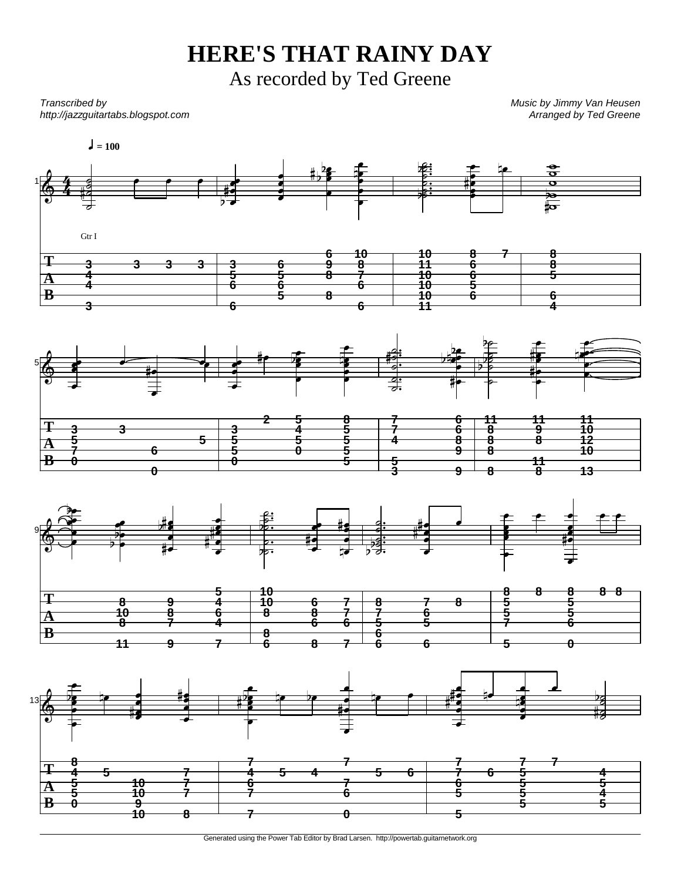# HERE'S THAT RAINY DAY

As recorded by Ted Greene

*Transcribed by*
*http://jazzguitartabs.blogspot.com*

*Music by Jimmy Van Heusen*
*Arranged by Ted Greene*

♩ = 100

Gtr I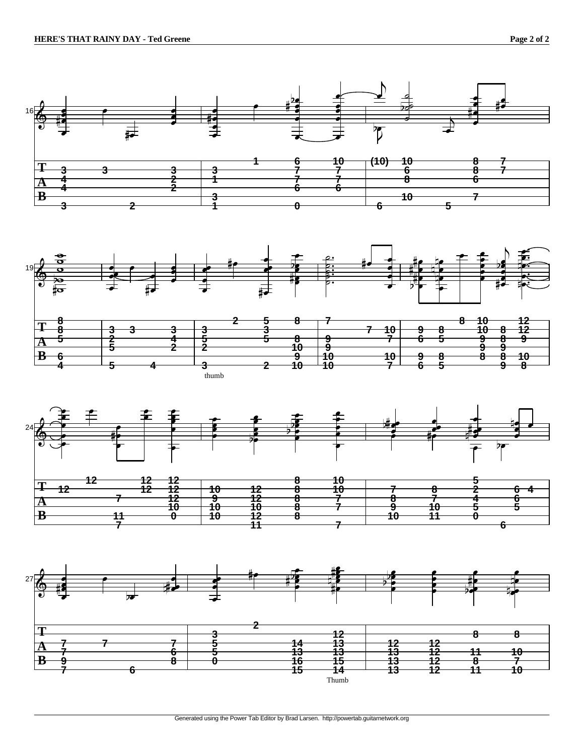thumb

Thumb

Generated using the Power Tab Editor by Brad Larsen. http://powertab.guitarnetwork.org